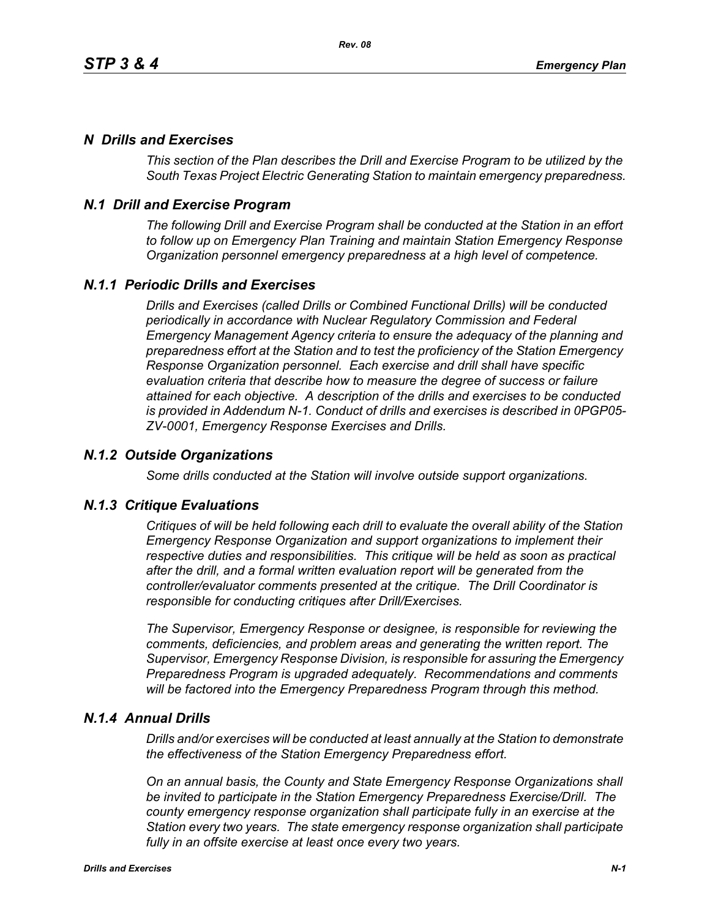## *N Drills and Exercises*

*This section of the Plan describes the Drill and Exercise Program to be utilized by the South Texas Project Electric Generating Station to maintain emergency preparedness.*

## *N.1 Drill and Exercise Program*

*The following Drill and Exercise Program shall be conducted at the Station in an effort to follow up on Emergency Plan Training and maintain Station Emergency Response Organization personnel emergency preparedness at a high level of competence.*

### *N.1.1 Periodic Drills and Exercises*

*Drills and Exercises (called Drills or Combined Functional Drills) will be conducted periodically in accordance with Nuclear Regulatory Commission and Federal Emergency Management Agency criteria to ensure the adequacy of the planning and preparedness effort at the Station and to test the proficiency of the Station Emergency Response Organization personnel. Each exercise and drill shall have specific evaluation criteria that describe how to measure the degree of success or failure attained for each objective. A description of the drills and exercises to be conducted is provided in Addendum N-1. Conduct of drills and exercises is described in 0PGP05-ZV-0001, Emergency Response Exercises and Drills.*

### *N.1.2 Outside Organizations*

*Some drills conducted at the Station will involve outside support organizations.*

### *N.1.3 Critique Evaluations*

*Critiques of will be held following each drill to evaluate the overall ability of the Station Emergency Response Organization and support organizations to implement their respective duties and responsibilities. This critique will be held as soon as practical after the drill, and a formal written evaluation report will be generated from the controller/evaluator comments presented at the critique. The Drill Coordinator is responsible for conducting critiques after Drill/Exercises.*

*The Supervisor, Emergency Response or designee, is responsible for reviewing the comments, deficiencies, and problem areas and generating the written report. The Supervisor, Emergency Response Division, is responsible for assuring the Emergency Preparedness Program is upgraded adequately. Recommendations and comments will be factored into the Emergency Preparedness Program through this method.*

### *N.1.4 Annual Drills*

*Drills and/or exercises will be conducted at least annually at the Station to demonstrate the effectiveness of the Station Emergency Preparedness effort.*

*On an annual basis, the County and State Emergency Response Organizations shall be invited to participate in the Station Emergency Preparedness Exercise/Drill. The county emergency response organization shall participate fully in an exercise at the Station every two years. The state emergency response organization shall participate fully in an offsite exercise at least once every two years.*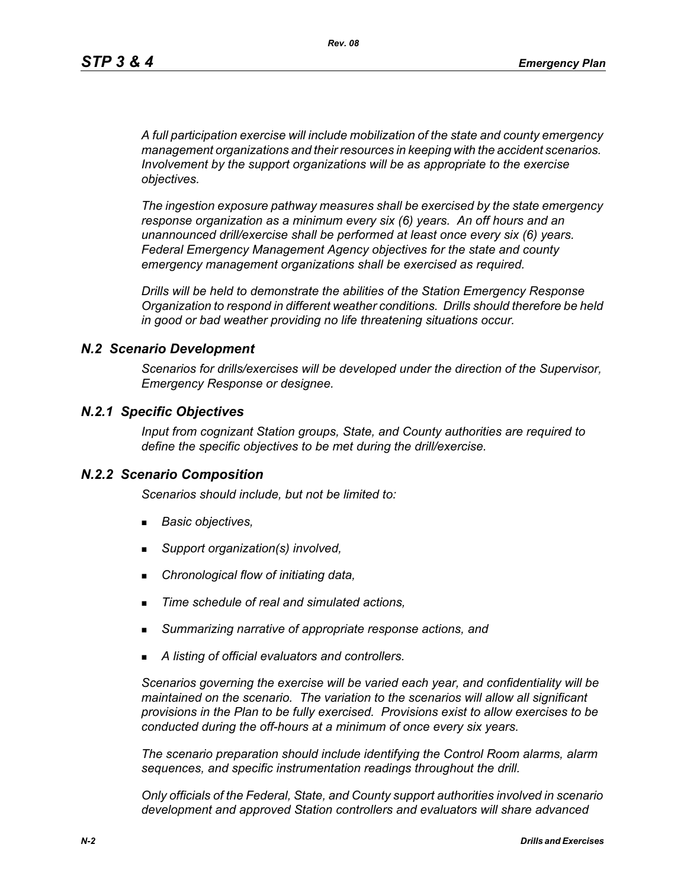*A full participation exercise will include mobilization of the state and county emergency management organizations and their resources in keeping with the accident scenarios. Involvement by the support organizations will be as appropriate to the exercise objectives.*

*The ingestion exposure pathway measures shall be exercised by the state emergency response organization as a minimum every six (6) years. An off hours and an unannounced drill/exercise shall be performed at least once every six (6) years. Federal Emergency Management Agency objectives for the state and county emergency management organizations shall be exercised as required.*

*Drills will be held to demonstrate the abilities of the Station Emergency Response Organization to respond in different weather conditions. Drills should therefore be held in good or bad weather providing no life threatening situations occur.*

## *N.2 Scenario Development*

*Scenarios for drills/exercises will be developed under the direction of the Supervisor, Emergency Response or designee.*

### *N.2.1 Specific Objectives*

*Input from cognizant Station groups, State, and County authorities are required to define the specific objectives to be met during the drill/exercise.*

### *N.2.2 Scenario Composition*

*Scenarios should include, but not be limited to:*

- *Basic objectives,*
- *Support organization(s) involved,*
- *Chronological flow of initiating data,*
- *Time schedule of real and simulated actions,*
- *Summarizing narrative of appropriate response actions, and*
- *A listing of official evaluators and controllers.*

*Scenarios governing the exercise will be varied each year, and confidentiality will be maintained on the scenario. The variation to the scenarios will allow all significant provisions in the Plan to be fully exercised. Provisions exist to allow exercises to be conducted during the off-hours at a minimum of once every six years.*

*The scenario preparation should include identifying the Control Room alarms, alarm sequences, and specific instrumentation readings throughout the drill.*

*Only officials of the Federal, State, and County support authorities involved in scenario development and approved Station controllers and evaluators will share advanced*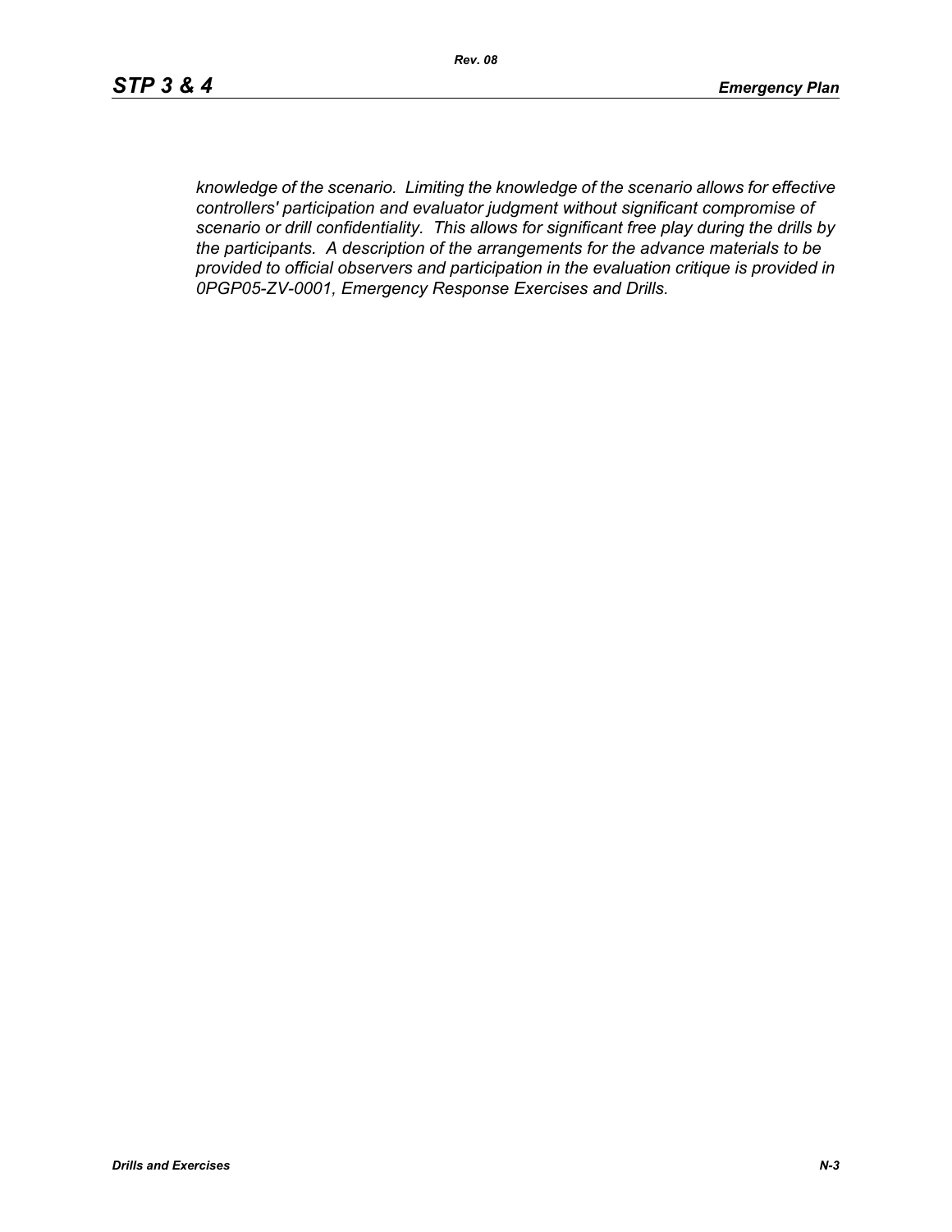*knowledge of the scenario. Limiting the knowledge of the scenario allows for effective controllers' participation and evaluator judgment without significant compromise of scenario or drill confidentiality. This allows for significant free play during the drills by the participants. A description of the arrangements for the advance materials to be provided to official observers and participation in the evaluation critique is provided in 0PGP05-ZV-0001, Emergency Response Exercises and Drills.*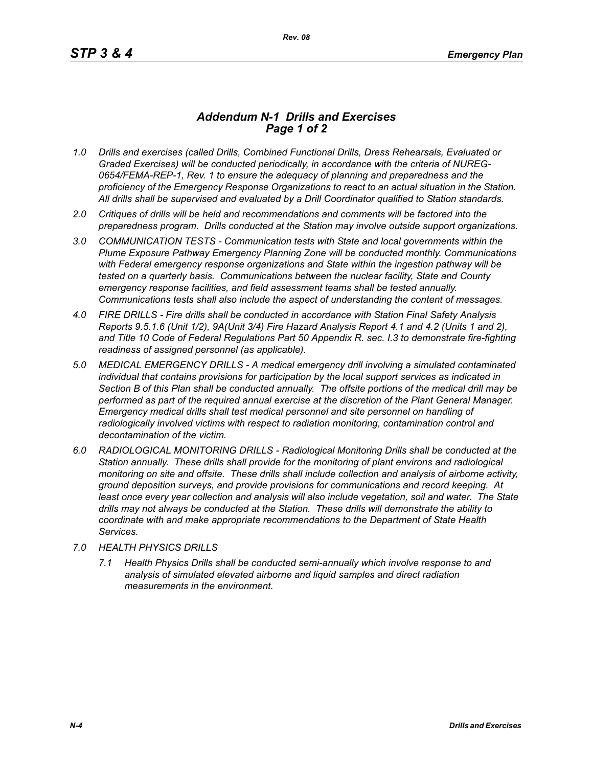# *Addendum N-1 Drills and Exercises Page 1 of 2*

*1.0 Drills and exercises (called Drills, Combined Functional Drills, Dress Rehearsals, Evaluated or Graded Exercises) will be conducted periodically, in accordance with the criteria of NUREG-0654/FEMA-REP-1, Rev. 1 to ensure the adequacy of planning and preparedness and the proficiency of the Emergency Response Organizations to react to an actual situation in the Station. All drills shall be supervised and evaluated by a Drill Coordinator qualified to Station standards.*

*2.0 Critiques of drills will be held and recommendations and comments will be factored into the preparedness program. Drills conducted at the Station may involve outside support organizations.*

*3.0 COMMUNICATION TESTS - Communication tests with State and local governments within the Plume Exposure Pathway Emergency Planning Zone will be conducted monthly. Communications with Federal emergency response organizations and State within the ingestion pathway will be tested on a quarterly basis. Communications between the nuclear facility, State and County emergency response facilities, and field assessment teams shall be tested annually. Communications tests shall also include the aspect of understanding the content of messages.*

*4.0 FIRE DRILLS - Fire drills shall be conducted in accordance with Station Final Safety Analysis Reports 9.5.1.6 (Unit 1/2), 9A(Unit 3/4) Fire Hazard Analysis Report 4.1 and 4.2 (Units 1 and 2), and Title 10 Code of Federal Regulations Part 50 Appendix R. sec. I.3 to demonstrate fire-fighting readiness of assigned personnel (as applicable).*

*5.0 MEDICAL EMERGENCY DRILLS - A medical emergency drill involving a simulated contaminated individual that contains provisions for participation by the local support services as indicated in Section B of this Plan shall be conducted annually. The offsite portions of the medical drill may be performed as part of the required annual exercise at the discretion of the Plant General Manager. Emergency medical drills shall test medical personnel and site personnel on handling of radiologically involved victims with respect to radiation monitoring, contamination control and decontamination of the victim.*

*6.0 RADIOLOGICAL MONITORING DRILLS - Radiological Monitoring Drills shall be conducted at the Station annually. These drills shall provide for the monitoring of plant environs and radiological monitoring on site and offsite. These drills shall include collection and analysis of airborne activity, ground deposition surveys, and provide provisions for communications and record keeping. At least once every year collection and analysis will also include vegetation, soil and water. The State drills may not always be conducted at the Station. These drills will demonstrate the ability to coordinate with and make appropriate recommendations to the Department of State Health Services.*

*7.0 HEALTH PHYSICS DRILLS*

*7.1 Health Physics Drills shall be conducted semi-annually which involve response to and analysis of simulated elevated airborne and liquid samples and direct radiation measurements in the environment.*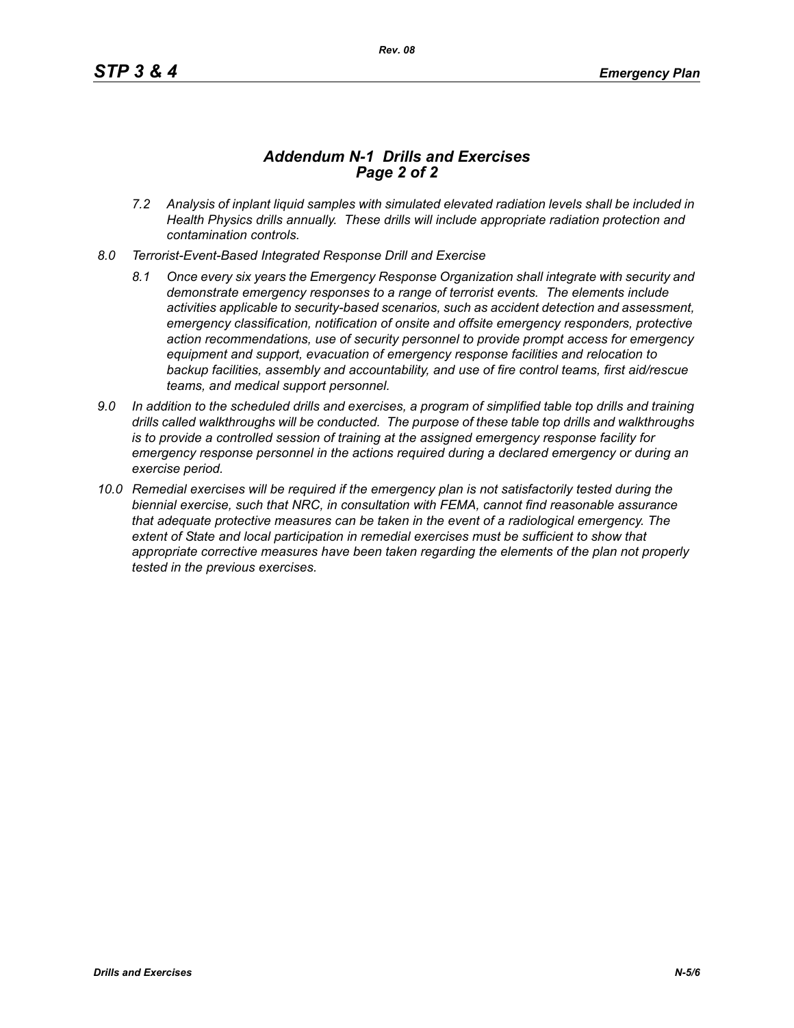# *Addendum N-1 Drills and Exercises*
## *Page 2 of 2*

*7.2 Analysis of inplant liquid samples with simulated elevated radiation levels shall be included in Health Physics drills annually. These drills will include appropriate radiation protection and contamination controls.*

*8.0 Terrorist-Event-Based Integrated Response Drill and Exercise*

*8.1 Once every six years the Emergency Response Organization shall integrate with security and demonstrate emergency responses to a range of terrorist events. The elements include activities applicable to security-based scenarios, such as accident detection and assessment, emergency classification, notification of onsite and offsite emergency responders, protective action recommendations, use of security personnel to provide prompt access for emergency equipment and support, evacuation of emergency response facilities and relocation to backup facilities, assembly and accountability, and use of fire control teams, first aid/rescue teams, and medical support personnel.*

*9.0 In addition to the scheduled drills and exercises, a program of simplified table top drills and training drills called walkthroughs will be conducted. The purpose of these table top drills and walkthroughs is to provide a controlled session of training at the assigned emergency response facility for emergency response personnel in the actions required during a declared emergency or during an exercise period.*

*10.0 Remedial exercises will be required if the emergency plan is not satisfactorily tested during the biennial exercise, such that NRC, in consultation with FEMA, cannot find reasonable assurance that adequate protective measures can be taken in the event of a radiological emergency. The extent of State and local participation in remedial exercises must be sufficient to show that appropriate corrective measures have been taken regarding the elements of the plan not properly tested in the previous exercises.*